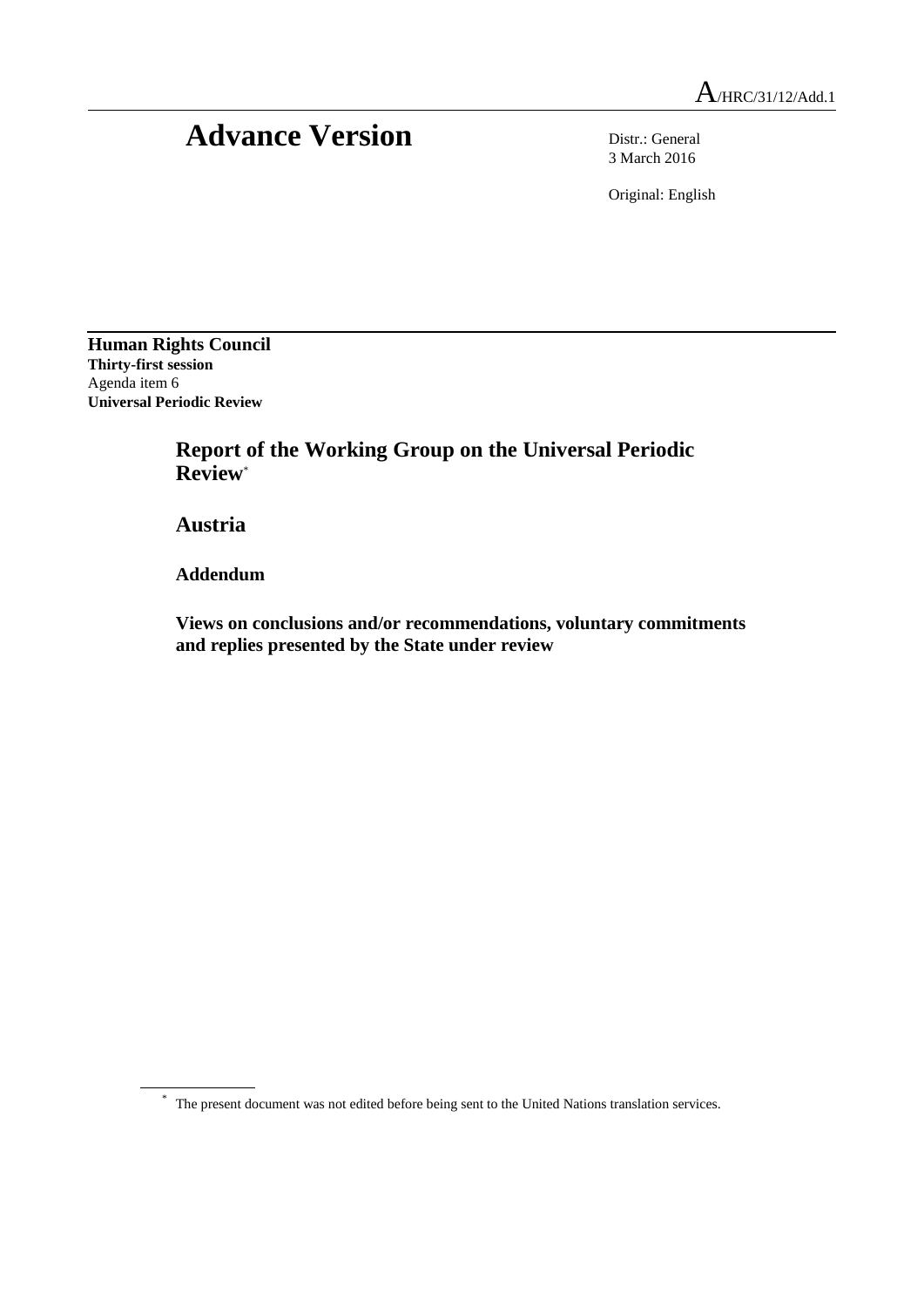A/HRC/31/12/Add.1

# Advance Version

Distr.: General
3 March 2016

Original: English

**Human Rights Council**
**Thirty-first session**
Agenda item 6
**Universal Periodic Review**

## Report of the Working Group on the Universal Periodic Review*

## Austria

### Addendum

### Views on conclusions and/or recommendations, voluntary commitments and replies presented by the State under review

* The present document was not edited before being sent to the United Nations translation services.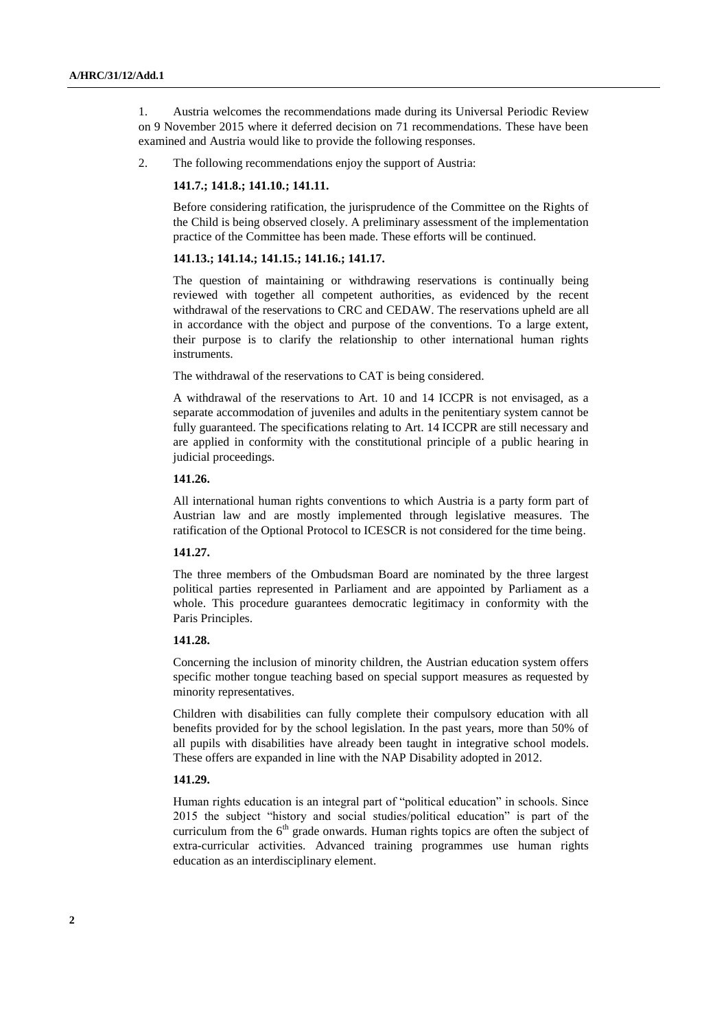1. Austria welcomes the recommendations made during its Universal Periodic Review on 9 November 2015 where it deferred decision on 71 recommendations. These have been examined and Austria would like to provide the following responses.

2. The following recommendations enjoy the support of Austria:

**141.7.; 141.8.; 141.10.; 141.11.**

Before considering ratification, the jurisprudence of the Committee on the Rights of the Child is being observed closely. A preliminary assessment of the implementation practice of the Committee has been made. These efforts will be continued.

**141.13.; 141.14.; 141.15.; 141.16.; 141.17.**

The question of maintaining or withdrawing reservations is continually being reviewed with together all competent authorities, as evidenced by the recent withdrawal of the reservations to CRC and CEDAW. The reservations upheld are all in accordance with the object and purpose of the conventions. To a large extent, their purpose is to clarify the relationship to other international human rights instruments.

The withdrawal of the reservations to CAT is being considered.

A withdrawal of the reservations to Art. 10 and 14 ICCPR is not envisaged, as a separate accommodation of juveniles and adults in the penitentiary system cannot be fully guaranteed. The specifications relating to Art. 14 ICCPR are still necessary and are applied in conformity with the constitutional principle of a public hearing in judicial proceedings.

**141.26.**

All international human rights conventions to which Austria is a party form part of Austrian law and are mostly implemented through legislative measures. The ratification of the Optional Protocol to ICESCR is not considered for the time being.

**141.27.**

The three members of the Ombudsman Board are nominated by the three largest political parties represented in Parliament and are appointed by Parliament as a whole. This procedure guarantees democratic legitimacy in conformity with the Paris Principles.

**141.28.**

Concerning the inclusion of minority children, the Austrian education system offers specific mother tongue teaching based on special support measures as requested by minority representatives.

Children with disabilities can fully complete their compulsory education with all benefits provided for by the school legislation. In the past years, more than 50% of all pupils with disabilities have already been taught in integrative school models. These offers are expanded in line with the NAP Disability adopted in 2012.

**141.29.**

Human rights education is an integral part of "political education" in schools. Since 2015 the subject "history and social studies/political education" is part of the curriculum from the 6th grade onwards. Human rights topics are often the subject of extra-curricular activities. Advanced training programmes use human rights education as an interdisciplinary element.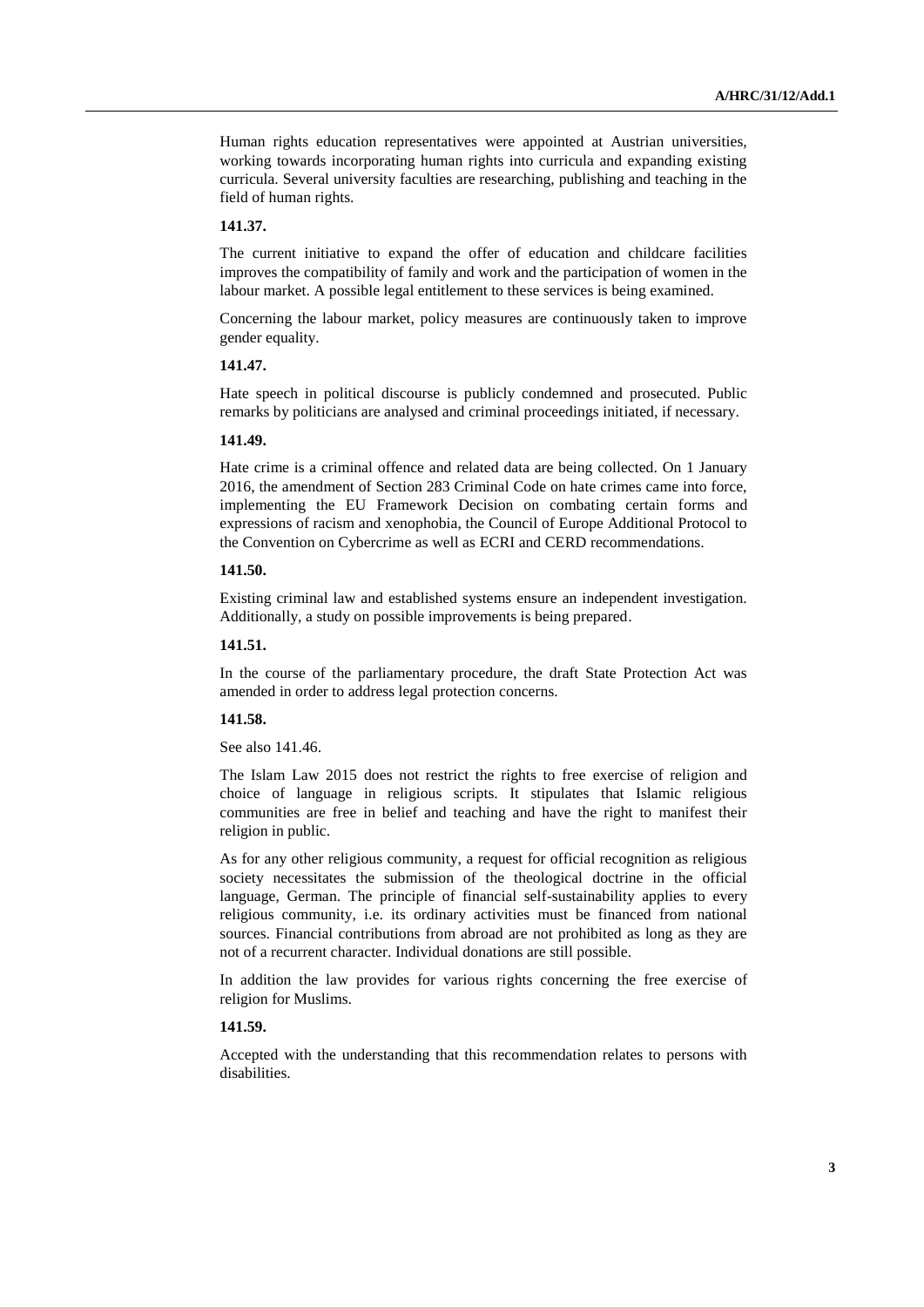Human rights education representatives were appointed at Austrian universities, working towards incorporating human rights into curricula and expanding existing curricula. Several university faculties are researching, publishing and teaching in the field of human rights.

**141.37.**

The current initiative to expand the offer of education and childcare facilities improves the compatibility of family and work and the participation of women in the labour market. A possible legal entitlement to these services is being examined.

Concerning the labour market, policy measures are continuously taken to improve gender equality.

**141.47.**

Hate speech in political discourse is publicly condemned and prosecuted. Public remarks by politicians are analysed and criminal proceedings initiated, if necessary.

**141.49.**

Hate crime is a criminal offence and related data are being collected. On 1 January 2016, the amendment of Section 283 Criminal Code on hate crimes came into force, implementing the EU Framework Decision on combating certain forms and expressions of racism and xenophobia, the Council of Europe Additional Protocol to the Convention on Cybercrime as well as ECRI and CERD recommendations.

**141.50.**

Existing criminal law and established systems ensure an independent investigation. Additionally, a study on possible improvements is being prepared.

**141.51.**

In the course of the parliamentary procedure, the draft State Protection Act was amended in order to address legal protection concerns.

**141.58.**

See also 141.46.

The Islam Law 2015 does not restrict the rights to free exercise of religion and choice of language in religious scripts. It stipulates that Islamic religious communities are free in belief and teaching and have the right to manifest their religion in public.

As for any other religious community, a request for official recognition as religious society necessitates the submission of the theological doctrine in the official language, German. The principle of financial self-sustainability applies to every religious community, i.e. its ordinary activities must be financed from national sources. Financial contributions from abroad are not prohibited as long as they are not of a recurrent character. Individual donations are still possible.

In addition the law provides for various rights concerning the free exercise of religion for Muslims.

**141.59.**

Accepted with the understanding that this recommendation relates to persons with disabilities.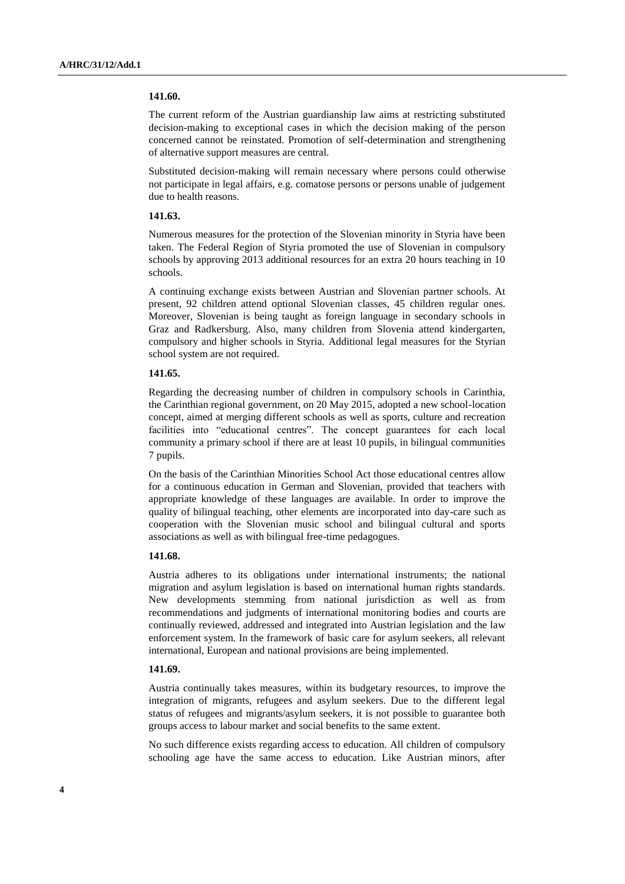**141.60.**

The current reform of the Austrian guardianship law aims at restricting substituted decision-making to exceptional cases in which the decision making of the person concerned cannot be reinstated. Promotion of self-determination and strengthening of alternative support measures are central.

Substituted decision-making will remain necessary where persons could otherwise not participate in legal affairs, e.g. comatose persons or persons unable of judgement due to health reasons.

**141.63.**

Numerous measures for the protection of the Slovenian minority in Styria have been taken. The Federal Region of Styria promoted the use of Slovenian in compulsory schools by approving 2013 additional resources for an extra 20 hours teaching in 10 schools.

A continuing exchange exists between Austrian and Slovenian partner schools. At present, 92 children attend optional Slovenian classes, 45 children regular ones. Moreover, Slovenian is being taught as foreign language in secondary schools in Graz and Radkersburg. Also, many children from Slovenia attend kindergarten, compulsory and higher schools in Styria. Additional legal measures for the Styrian school system are not required.

**141.65.**

Regarding the decreasing number of children in compulsory schools in Carinthia, the Carinthian regional government, on 20 May 2015, adopted a new school-location concept, aimed at merging different schools as well as sports, culture and recreation facilities into "educational centres". The concept guarantees for each local community a primary school if there are at least 10 pupils, in bilingual communities 7 pupils.

On the basis of the Carinthian Minorities School Act those educational centres allow for a continuous education in German and Slovenian, provided that teachers with appropriate knowledge of these languages are available. In order to improve the quality of bilingual teaching, other elements are incorporated into day-care such as cooperation with the Slovenian music school and bilingual cultural and sports associations as well as with bilingual free-time pedagogues.

**141.68.**

Austria adheres to its obligations under international instruments; the national migration and asylum legislation is based on international human rights standards. New developments stemming from national jurisdiction as well as from recommendations and judgments of international monitoring bodies and courts are continually reviewed, addressed and integrated into Austrian legislation and the law enforcement system. In the framework of basic care for asylum seekers, all relevant international, European and national provisions are being implemented.

**141.69.**

Austria continually takes measures, within its budgetary resources, to improve the integration of migrants, refugees and asylum seekers. Due to the different legal status of refugees and migrants/asylum seekers, it is not possible to guarantee both groups access to labour market and social benefits to the same extent.

No such difference exists regarding access to education. All children of compulsory schooling age have the same access to education. Like Austrian minors, after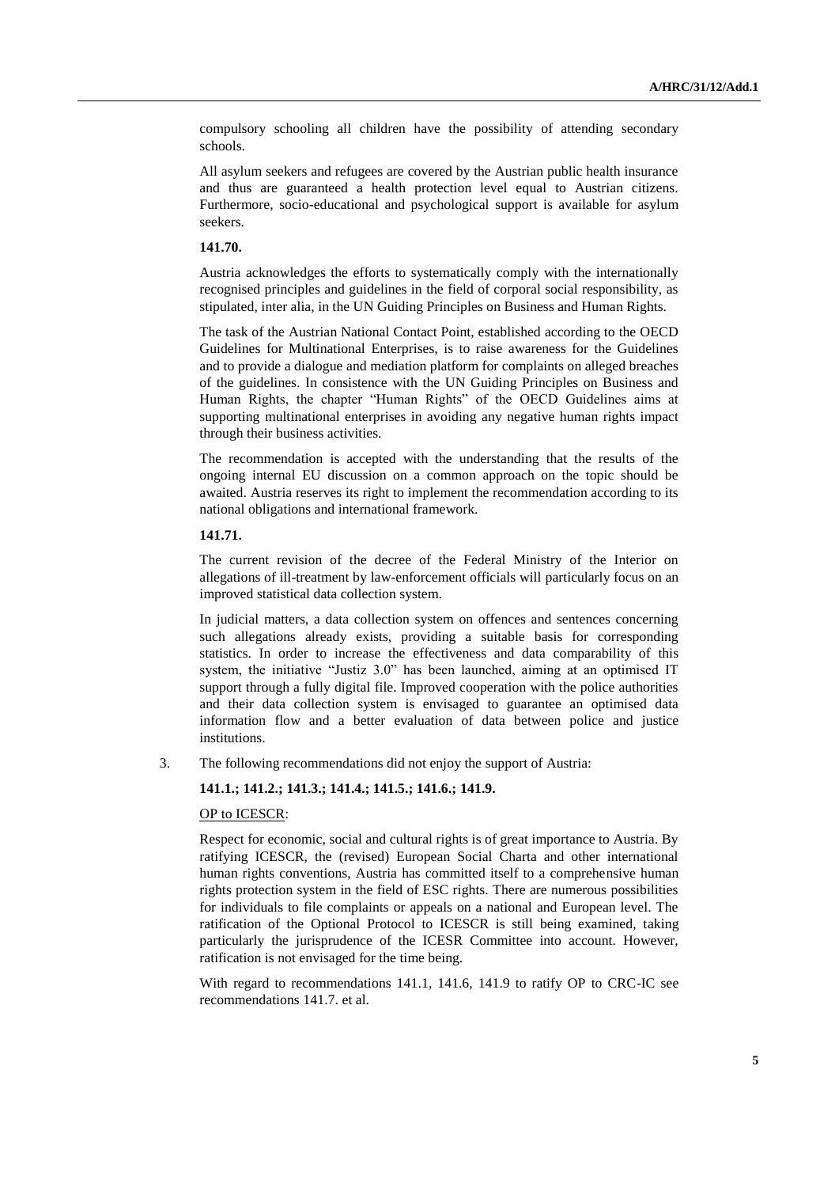compulsory schooling all children have the possibility of attending secondary schools.

All asylum seekers and refugees are covered by the Austrian public health insurance and thus are guaranteed a health protection level equal to Austrian citizens. Furthermore, socio-educational and psychological support is available for asylum seekers.

**141.70.**

Austria acknowledges the efforts to systematically comply with the internationally recognised principles and guidelines in the field of corporal social responsibility, as stipulated, inter alia, in the UN Guiding Principles on Business and Human Rights.

The task of the Austrian National Contact Point, established according to the OECD Guidelines for Multinational Enterprises, is to raise awareness for the Guidelines and to provide a dialogue and mediation platform for complaints on alleged breaches of the guidelines. In consistence with the UN Guiding Principles on Business and Human Rights, the chapter "Human Rights" of the OECD Guidelines aims at supporting multinational enterprises in avoiding any negative human rights impact through their business activities.

The recommendation is accepted with the understanding that the results of the ongoing internal EU discussion on a common approach on the topic should be awaited. Austria reserves its right to implement the recommendation according to its national obligations and international framework.

**141.71.**

The current revision of the decree of the Federal Ministry of the Interior on allegations of ill-treatment by law-enforcement officials will particularly focus on an improved statistical data collection system.

In judicial matters, a data collection system on offences and sentences concerning such allegations already exists, providing a suitable basis for corresponding statistics. In order to increase the effectiveness and data comparability of this system, the initiative "Justiz 3.0" has been launched, aiming at an optimised IT support through a fully digital file. Improved cooperation with the police authorities and their data collection system is envisaged to guarantee an optimised data information flow and a better evaluation of data between police and justice institutions.

3. The following recommendations did not enjoy the support of Austria:

**141.1.; 141.2.; 141.3.; 141.4.; 141.5.; 141.6.; 141.9.**

<u>OP to ICESCR</u>:

Respect for economic, social and cultural rights is of great importance to Austria. By ratifying ICESCR, the (revised) European Social Charta and other international human rights conventions, Austria has committed itself to a comprehensive human rights protection system in the field of ESC rights. There are numerous possibilities for individuals to file complaints or appeals on a national and European level. The ratification of the Optional Protocol to ICESCR is still being examined, taking particularly the jurisprudence of the ICESR Committee into account. However, ratification is not envisaged for the time being.

With regard to recommendations 141.1, 141.6, 141.9 to ratify OP to CRC-IC see recommendations 141.7. et al.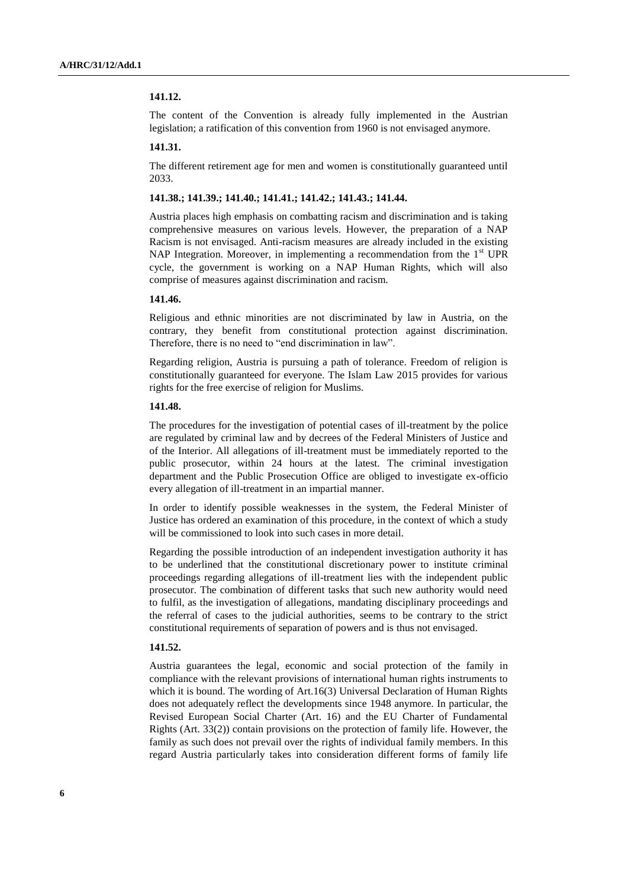**141.12.**

The content of the Convention is already fully implemented in the Austrian legislation; a ratification of this convention from 1960 is not envisaged anymore.

**141.31.**

The different retirement age for men and women is constitutionally guaranteed until 2033.

**141.38.; 141.39.; 141.40.; 141.41.; 141.42.; 141.43.; 141.44.**

Austria places high emphasis on combatting racism and discrimination and is taking comprehensive measures on various levels. However, the preparation of a NAP Racism is not envisaged. Anti-racism measures are already included in the existing NAP Integration. Moreover, in implementing a recommendation from the 1st UPR cycle, the government is working on a NAP Human Rights, which will also comprise of measures against discrimination and racism.

**141.46.**

Religious and ethnic minorities are not discriminated by law in Austria, on the contrary, they benefit from constitutional protection against discrimination. Therefore, there is no need to "end discrimination in law".

Regarding religion, Austria is pursuing a path of tolerance. Freedom of religion is constitutionally guaranteed for everyone. The Islam Law 2015 provides for various rights for the free exercise of religion for Muslims.

**141.48.**

The procedures for the investigation of potential cases of ill-treatment by the police are regulated by criminal law and by decrees of the Federal Ministers of Justice and of the Interior. All allegations of ill-treatment must be immediately reported to the public prosecutor, within 24 hours at the latest. The criminal investigation department and the Public Prosecution Office are obliged to investigate ex-officio every allegation of ill-treatment in an impartial manner.

In order to identify possible weaknesses in the system, the Federal Minister of Justice has ordered an examination of this procedure, in the context of which a study will be commissioned to look into such cases in more detail.

Regarding the possible introduction of an independent investigation authority it has to be underlined that the constitutional discretionary power to institute criminal proceedings regarding allegations of ill-treatment lies with the independent public prosecutor. The combination of different tasks that such new authority would need to fulfil, as the investigation of allegations, mandating disciplinary proceedings and the referral of cases to the judicial authorities, seems to be contrary to the strict constitutional requirements of separation of powers and is thus not envisaged.

**141.52.**

Austria guarantees the legal, economic and social protection of the family in compliance with the relevant provisions of international human rights instruments to which it is bound. The wording of Art.16(3) Universal Declaration of Human Rights does not adequately reflect the developments since 1948 anymore. In particular, the Revised European Social Charter (Art. 16) and the EU Charter of Fundamental Rights (Art. 33(2)) contain provisions on the protection of family life. However, the family as such does not prevail over the rights of individual family members. In this regard Austria particularly takes into consideration different forms of family life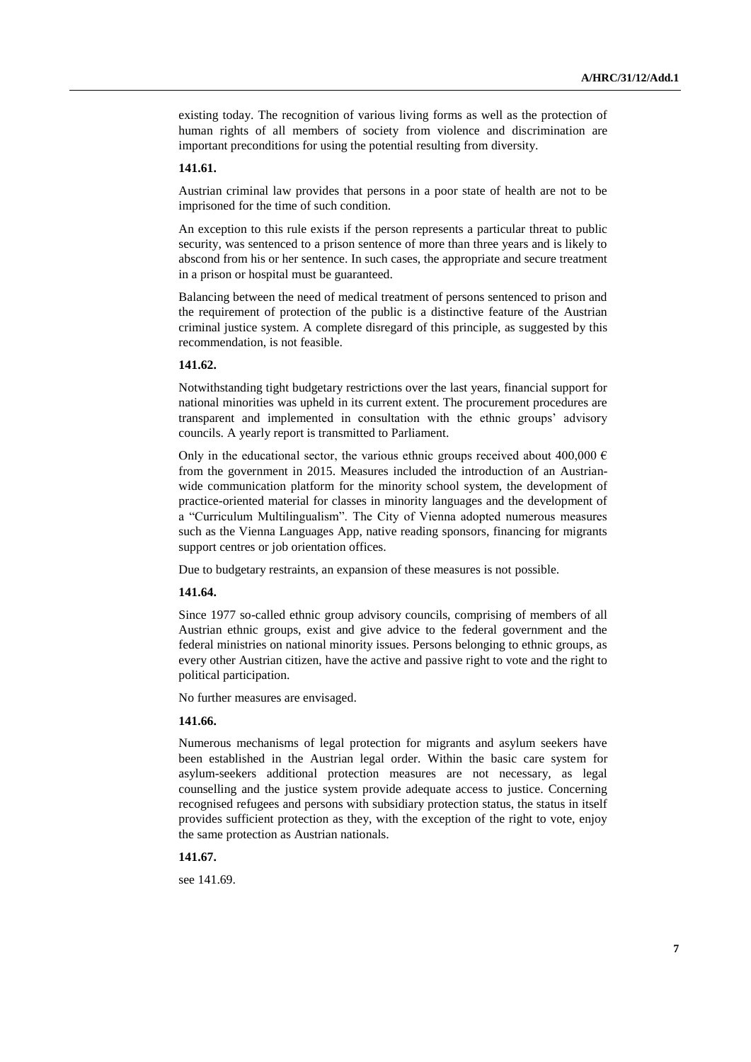existing today. The recognition of various living forms as well as the protection of human rights of all members of society from violence and discrimination are important preconditions for using the potential resulting from diversity.

**141.61.**

Austrian criminal law provides that persons in a poor state of health are not to be imprisoned for the time of such condition.

An exception to this rule exists if the person represents a particular threat to public security, was sentenced to a prison sentence of more than three years and is likely to abscond from his or her sentence. In such cases, the appropriate and secure treatment in a prison or hospital must be guaranteed.

Balancing between the need of medical treatment of persons sentenced to prison and the requirement of protection of the public is a distinctive feature of the Austrian criminal justice system. A complete disregard of this principle, as suggested by this recommendation, is not feasible.

**141.62.**

Notwithstanding tight budgetary restrictions over the last years, financial support for national minorities was upheld in its current extent. The procurement procedures are transparent and implemented in consultation with the ethnic groups' advisory councils. A yearly report is transmitted to Parliament.

Only in the educational sector, the various ethnic groups received about 400,000 € from the government in 2015. Measures included the introduction of an Austrian-wide communication platform for the minority school system, the development of practice-oriented material for classes in minority languages and the development of a "Curriculum Multilingualism". The City of Vienna adopted numerous measures such as the Vienna Languages App, native reading sponsors, financing for migrants support centres or job orientation offices.

Due to budgetary restraints, an expansion of these measures is not possible.

**141.64.**

Since 1977 so-called ethnic group advisory councils, comprising of members of all Austrian ethnic groups, exist and give advice to the federal government and the federal ministries on national minority issues. Persons belonging to ethnic groups, as every other Austrian citizen, have the active and passive right to vote and the right to political participation.

No further measures are envisaged.

**141.66.**

Numerous mechanisms of legal protection for migrants and asylum seekers have been established in the Austrian legal order. Within the basic care system for asylum-seekers additional protection measures are not necessary, as legal counselling and the justice system provide adequate access to justice. Concerning recognised refugees and persons with subsidiary protection status, the status in itself provides sufficient protection as they, with the exception of the right to vote, enjoy the same protection as Austrian nationals.

**141.67.**

see 141.69.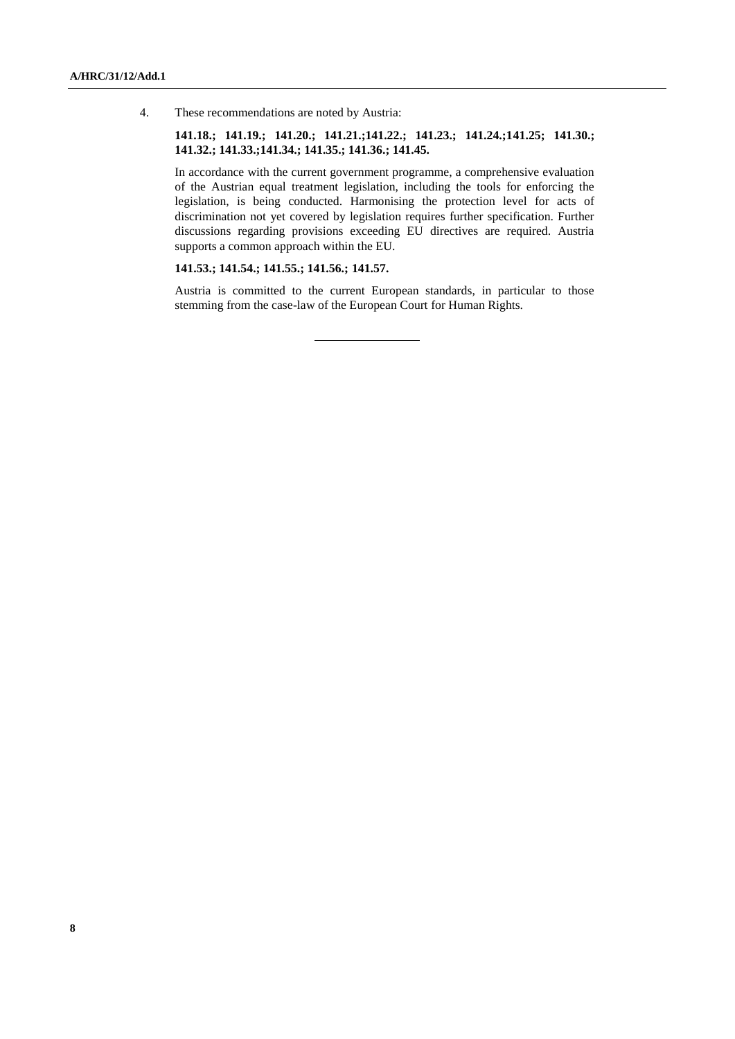4. These recommendations are noted by Austria:

**141.18.; 141.19.; 141.20.; 141.21.;141.22.; 141.23.; 141.24.;141.25; 141.30.; 141.32.; 141.33.;141.34.; 141.35.; 141.36.; 141.45.**

In accordance with the current government programme, a comprehensive evaluation of the Austrian equal treatment legislation, including the tools for enforcing the legislation, is being conducted. Harmonising the protection level for acts of discrimination not yet covered by legislation requires further specification. Further discussions regarding provisions exceeding EU directives are required. Austria supports a common approach within the EU.

**141.53.; 141.54.; 141.55.; 141.56.; 141.57.**

Austria is committed to the current European standards, in particular to those stemming from the case-law of the European Court for Human Rights.